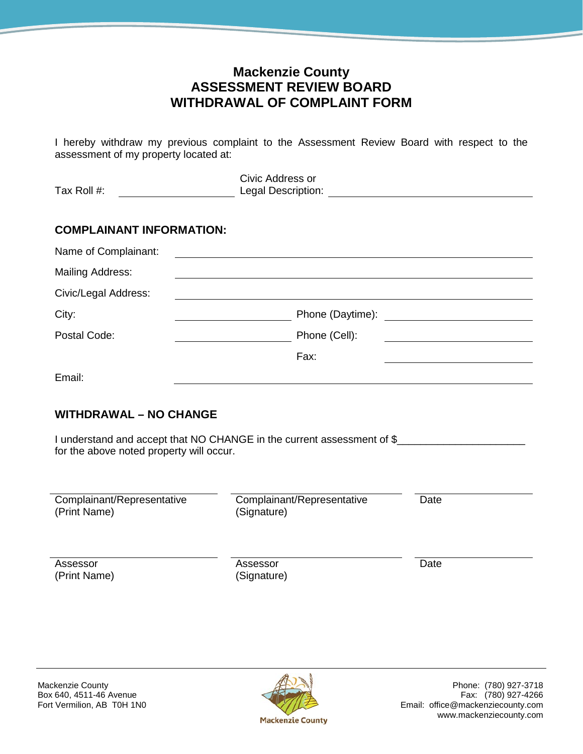# Mackenzie County
# ASSESSMENT REVIEW BOARD
# WITHDRAWAL OF COMPLAINT FORM

I hereby withdraw my previous complaint to the Assessment Review Board with respect to the assessment of my property located at:

Tax Roll #: ____________________ Civic Address or Legal Description: ________________________________

## COMPLAINANT INFORMATION:

Name of Complainant: ________________________________________________

Mailing Address: ________________________________________________

Civic/Legal Address: ________________________________________________

City: ____________________ Phone (Daytime): ____________________

Postal Code: ____________________ Phone (Cell): ____________________

Fax: ____________________

Email: ________________________________________________

## WITHDRAWAL – NO CHANGE

I understand and accept that NO CHANGE in the current assessment of $______________________ for the above noted property will occur.

| ____________________ | ____________________ | ____________ |
|---|---|---|
| Complainant/Representative (Print Name) | Complainant/Representative (Signature) | Date |

| ____________________ | ____________________ | ____________ |
|---|---|---|
| Assessor (Print Name) | Assessor (Signature) | Date |

Mackenzie County
Box 640, 4511-46 Avenue
Fort Vermilion, AB T0H 1N0

Mackenzie County

Phone: (780) 927-3718
Fax: (780) 927-4266
Email: office@mackenziecounty.com
www.mackenziecounty.com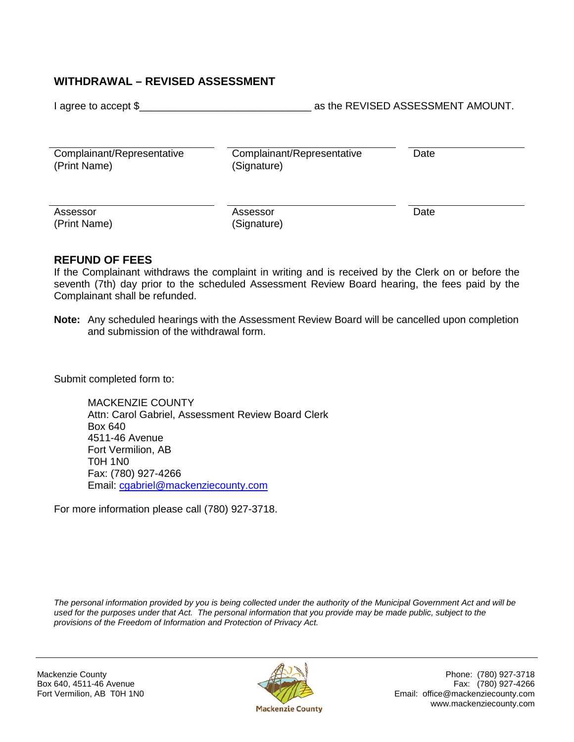## WITHDRAWAL – REVISED ASSESSMENT

I agree to accept $_____________________________ as the REVISED ASSESSMENT AMOUNT.

| | | |
|---|---|---|
| Complainant/Representative (Print Name) | Complainant/Representative (Signature) | Date |
| Assessor (Print Name) | Assessor (Signature) | Date |

## REFUND OF FEES

If the Complainant withdraws the complaint in writing and is received by the Clerk on or before the seventh (7th) day prior to the scheduled Assessment Review Board hearing, the fees paid by the Complainant shall be refunded.

**Note:** Any scheduled hearings with the Assessment Review Board will be cancelled upon completion and submission of the withdrawal form.

Submit completed form to:

MACKENZIE COUNTY
Attn: Carol Gabriel, Assessment Review Board Clerk
Box 640
4511-46 Avenue
Fort Vermilion, AB
T0H 1N0
Fax: (780) 927-4266
Email: cgabriel@mackenziecounty.com

For more information please call (780) 927-3718.

*The personal information provided by you is being collected under the authority of the Municipal Government Act and will be used for the purposes under that Act. The personal information that you provide may be made public, subject to the provisions of the Freedom of Information and Protection of Privacy Act.*